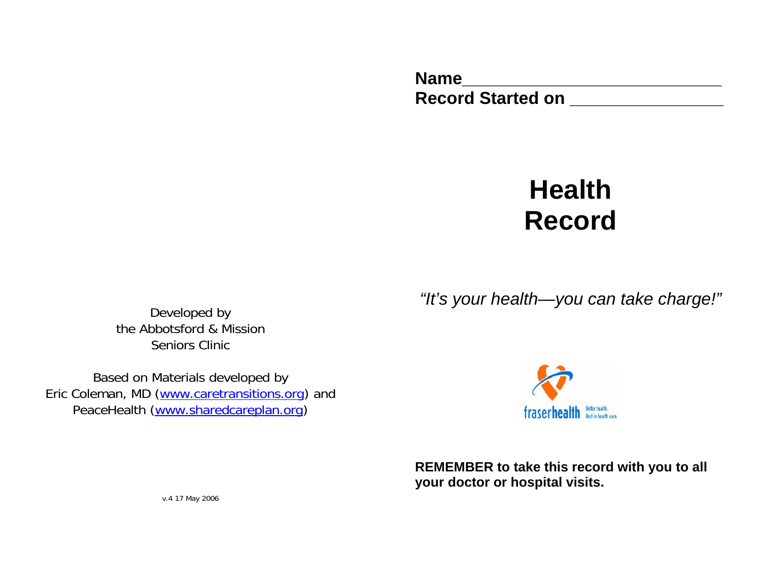**Name**\_\_\_\_\_\_\_\_\_\_\_\_\_\_\_\_\_\_\_\_\_\_\_\_\_\_\_\_\_\_
**Record Started on** \_\_\_\_\_\_\_\_\_\_\_\_\_\_\_\_\_\_

# Health Record

*"It's your health—you can take charge!"*

fraserhealth Better health. Best in health care.

**REMEMBER to take this record with you to all your doctor or hospital visits.**

Developed by
the Abbotsford & Mission
Seniors Clinic

Based on Materials developed by
Eric Coleman, MD (www.caretransitions.org) and
PeaceHealth (www.sharedcareplan.org)

v.4 17 May 2006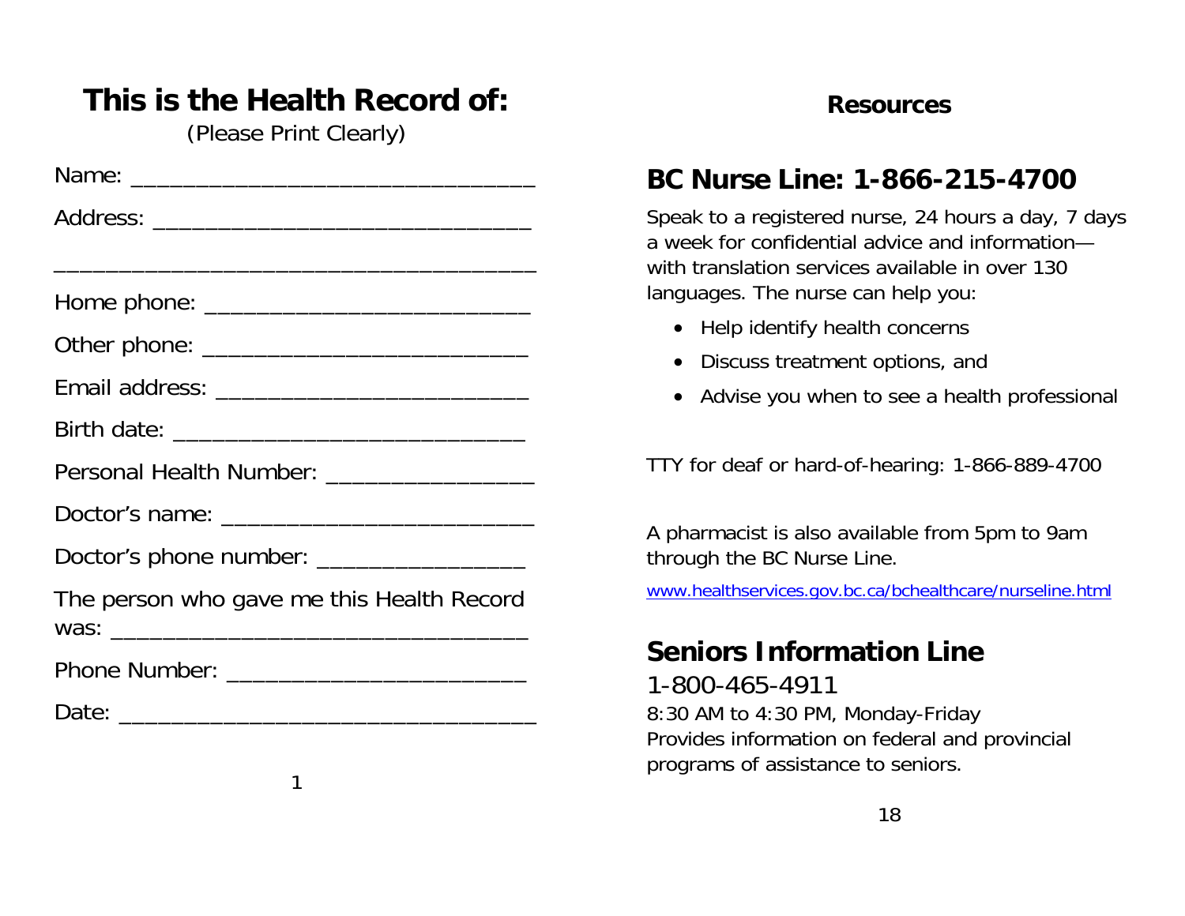# This is the Health Record of:

(Please Print Clearly)

Name: ________________________________

Address: ______________________________

______________________________________

Home phone: __________________________

Other phone: __________________________

Email address: ________________________

Birth date: ____________________________

Personal Health Number: ________________

Doctor's name: ________________________

Doctor's phone number: ________________

The person who gave me this Health Record was: ________________________________

Phone Number: ________________________

Date: _________________________________

## Resources

## BC Nurse Line: 1-866-215-4700

Speak to a registered nurse, 24 hours a day, 7 days a week for confidential advice and information—with translation services available in over 130 languages. The nurse can help you:

- Help identify health concerns
- Discuss treatment options, and
- Advise you when to see a health professional

TTY for deaf or hard-of-hearing: 1-866-889-4700

A pharmacist is also available from 5pm to 9am through the BC Nurse Line.

www.healthservices.gov.bc.ca/bchealthcare/nurseline.html

## Seniors Information Line

1-800-465-4911

8:30 AM to 4:30 PM, Monday-Friday

Provides information on federal and provincial programs of assistance to seniors.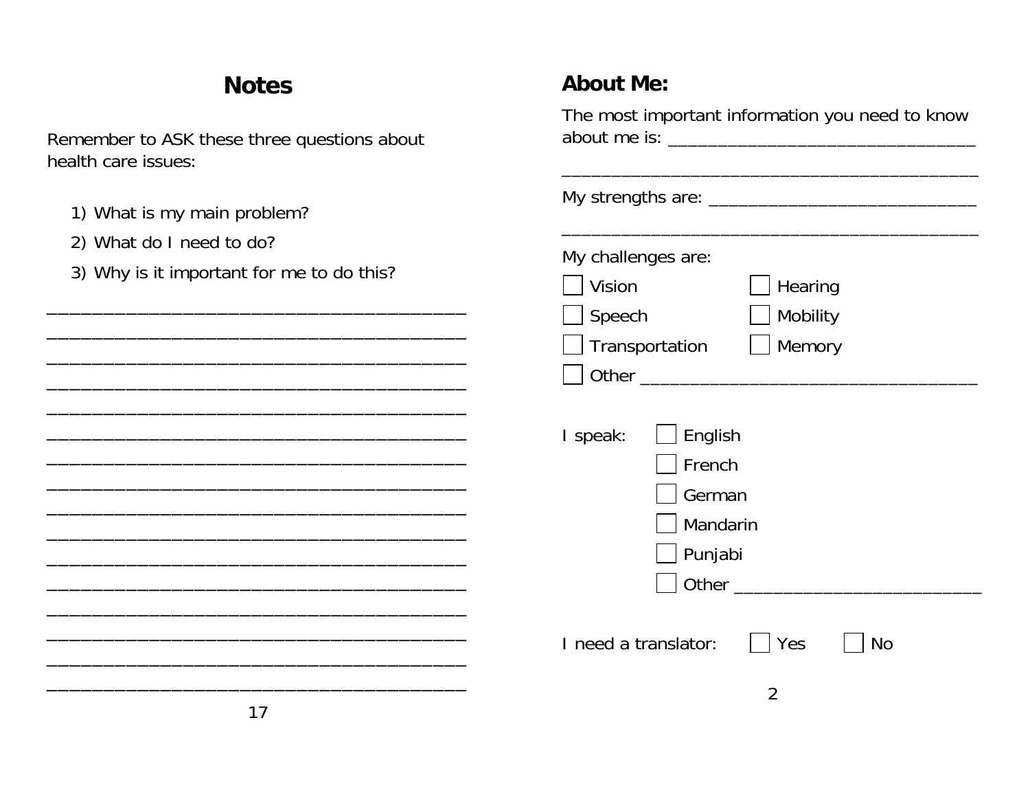# Notes

Remember to ASK these three questions about health care issues:

1) What is my main problem?
2) What do I need to do?
3) Why is it important for me to do this?

________________________________________
________________________________________
________________________________________
________________________________________
________________________________________
________________________________________
________________________________________
________________________________________
________________________________________
________________________________________
________________________________________
________________________________________
________________________________________
________________________________________
________________________________________
________________________________________

## About Me:

The most important information you need to know about me is: ______________________________

________________________________________

My strengths are: ___________________________

________________________________________

My challenges are:

- ☐ Vision
- ☐ Hearing
- ☐ Speech
- ☐ Mobility
- ☐ Transportation
- ☐ Memory
- ☐ Other ________________________________

I speak:

- ☐ English
- ☐ French
- ☐ German
- ☐ Mandarin
- ☐ Punjabi
- ☐ Other _________________________

I need a translator: ☐ Yes ☐ No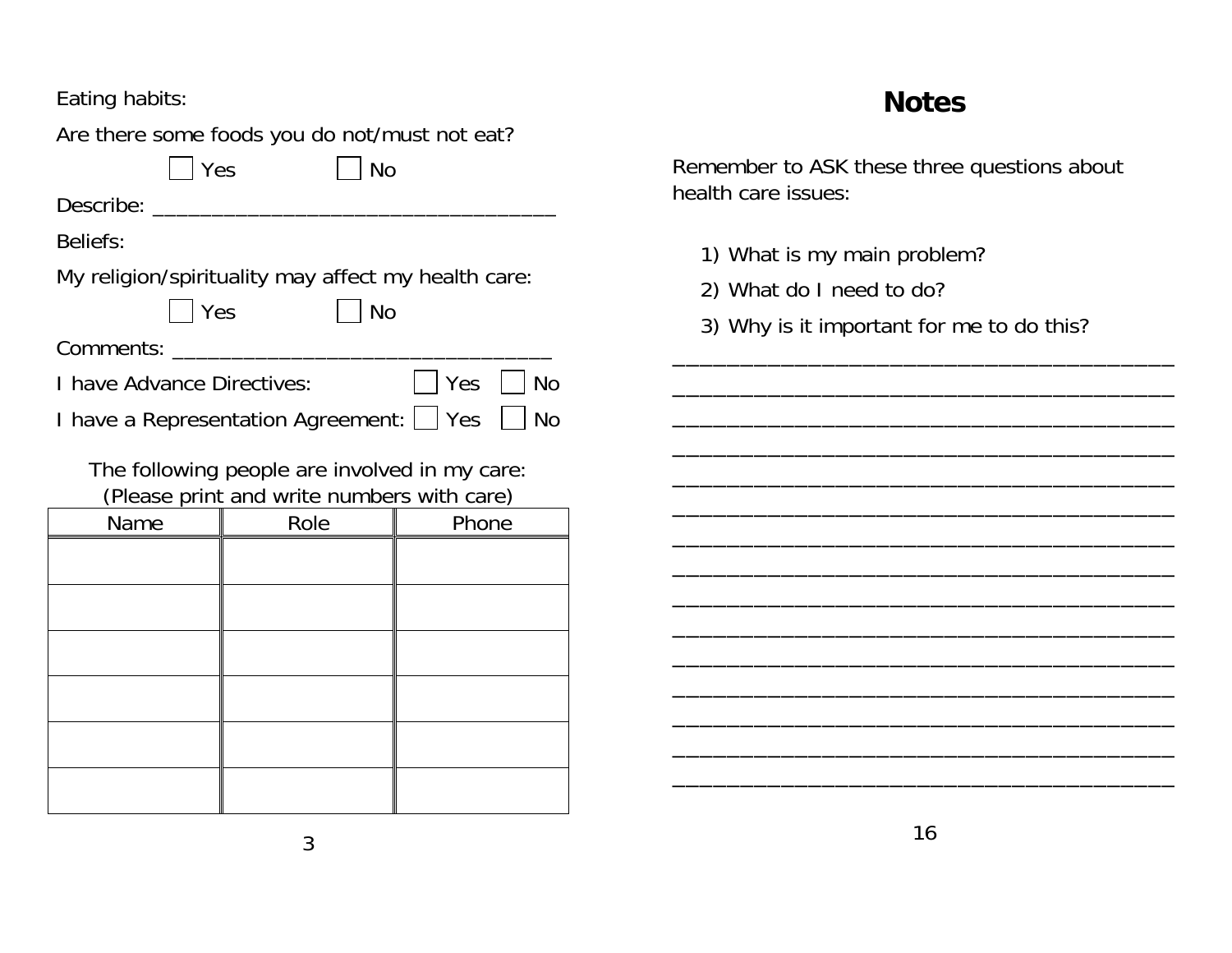Eating habits:

Are there some foods you do not/must not eat?

☐ Yes ☐ No

Describe: ___________________________________

Beliefs:

My religion/spirituality may affect my health care:

☐ Yes ☐ No

Comments: _________________________________

I have Advance Directives: ☐ Yes ☐ No

I have a Representation Agreement: ☐ Yes ☐ No

The following people are involved in my care:
(Please print and write numbers with care)

| Name | Role | Phone |
|---|---|---|
| | | |
| | | |
| | | |
| | | |
| | | |
| | | |

# Notes

Remember to ASK these three questions about health care issues:

1) What is my main problem?
2) What do I need to do?
3) Why is it important for me to do this?

___________________________________________

___________________________________________

___________________________________________

___________________________________________

___________________________________________

___________________________________________

___________________________________________

___________________________________________

___________________________________________

___________________________________________

___________________________________________

___________________________________________

___________________________________________

___________________________________________

___________________________________________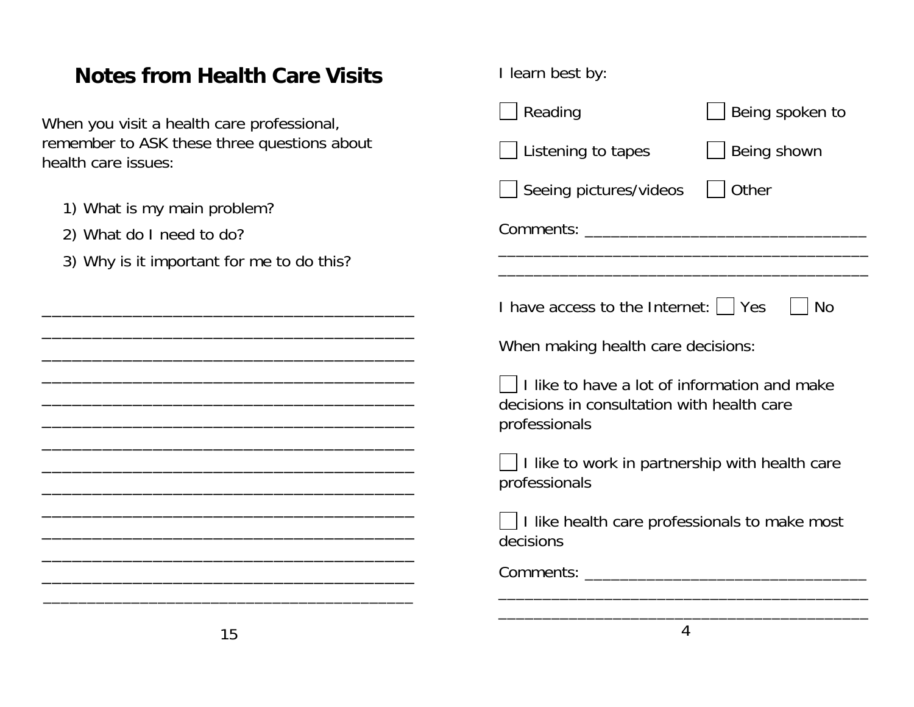# Notes from Health Care Visits

When you visit a health care professional, remember to ASK these three questions about health care issues:

1) What is my main problem?
2) What do I need to do?
3) Why is it important for me to do this?

________________________________________
________________________________________
________________________________________
________________________________________
________________________________________
________________________________________
________________________________________
________________________________________
________________________________________
________________________________________
________________________________________
________________________________________
________________________________________
________________________________________

I learn best by:

☐ Reading ☐ Being spoken to

☐ Listening to tapes ☐ Being shown

☐ Seeing pictures/videos ☐ Other

Comments: ________________________________
________________________________________
________________________________________

I have access to the Internet: ☐ Yes ☐ No

When making health care decisions:

☐ I like to have a lot of information and make decisions in consultation with health care professionals

☐ I like to work in partnership with health care professionals

☐ I like health care professionals to make most decisions

Comments: ________________________________
________________________________________
________________________________________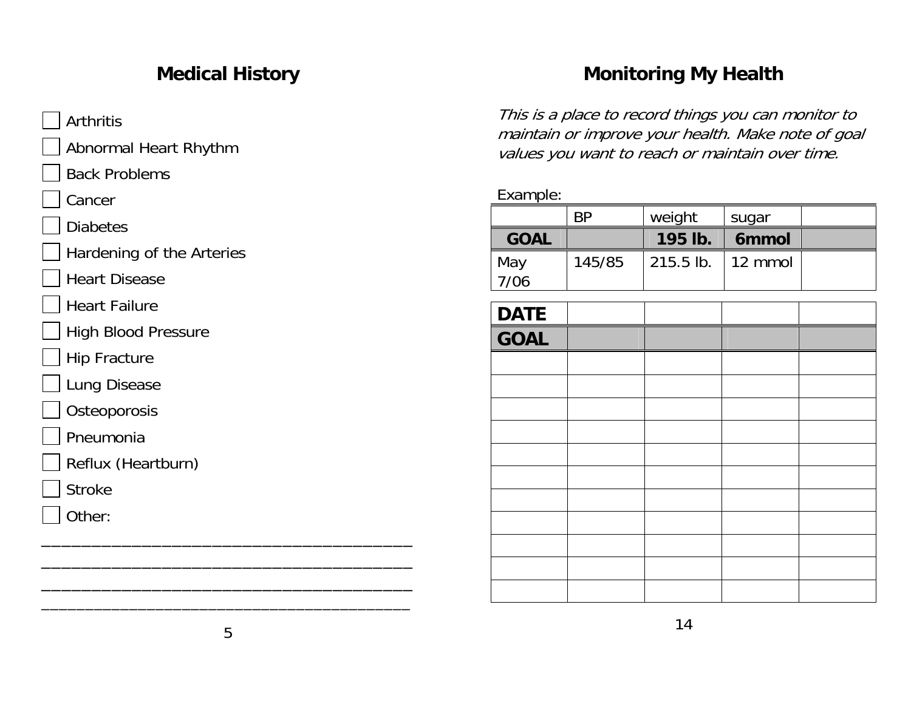## Medical History

- [ ] Arthritis
- [ ] Abnormal Heart Rhythm
- [ ] Back Problems
- [ ] Cancer
- [ ] Diabetes
- [ ] Hardening of the Arteries
- [ ] Heart Disease
- [ ] Heart Failure
- [ ] High Blood Pressure
- [ ] Hip Fracture
- [ ] Lung Disease
- [ ] Osteoporosis
- [ ] Pneumonia
- [ ] Reflux (Heartburn)
- [ ] Stroke
- [ ] Other:

___________________________________________

___________________________________________

___________________________________________

___________________________________________

## Monitoring My Health

*This is a place to record things you can monitor to maintain or improve your health. Make note of goal values you want to reach or maintain over time.*

Example:

| | BP | weight | sugar | |
|---|---|---|---|---|
| **GOAL** | | **195 lb.** | **6mmol** | |
| May 7/06 | 145/85 | 215.5 lb. | 12 mmol | |

| **DATE** | | | | |
|---|---|---|---|---|
| **GOAL** | | | | |
| | | | | |
| | | | | |
| | | | | |
| | | | | |
| | | | | |
| | | | | |
| | | | | |
| | | | | |
| | | | | |
| | | | | |
| | | | | |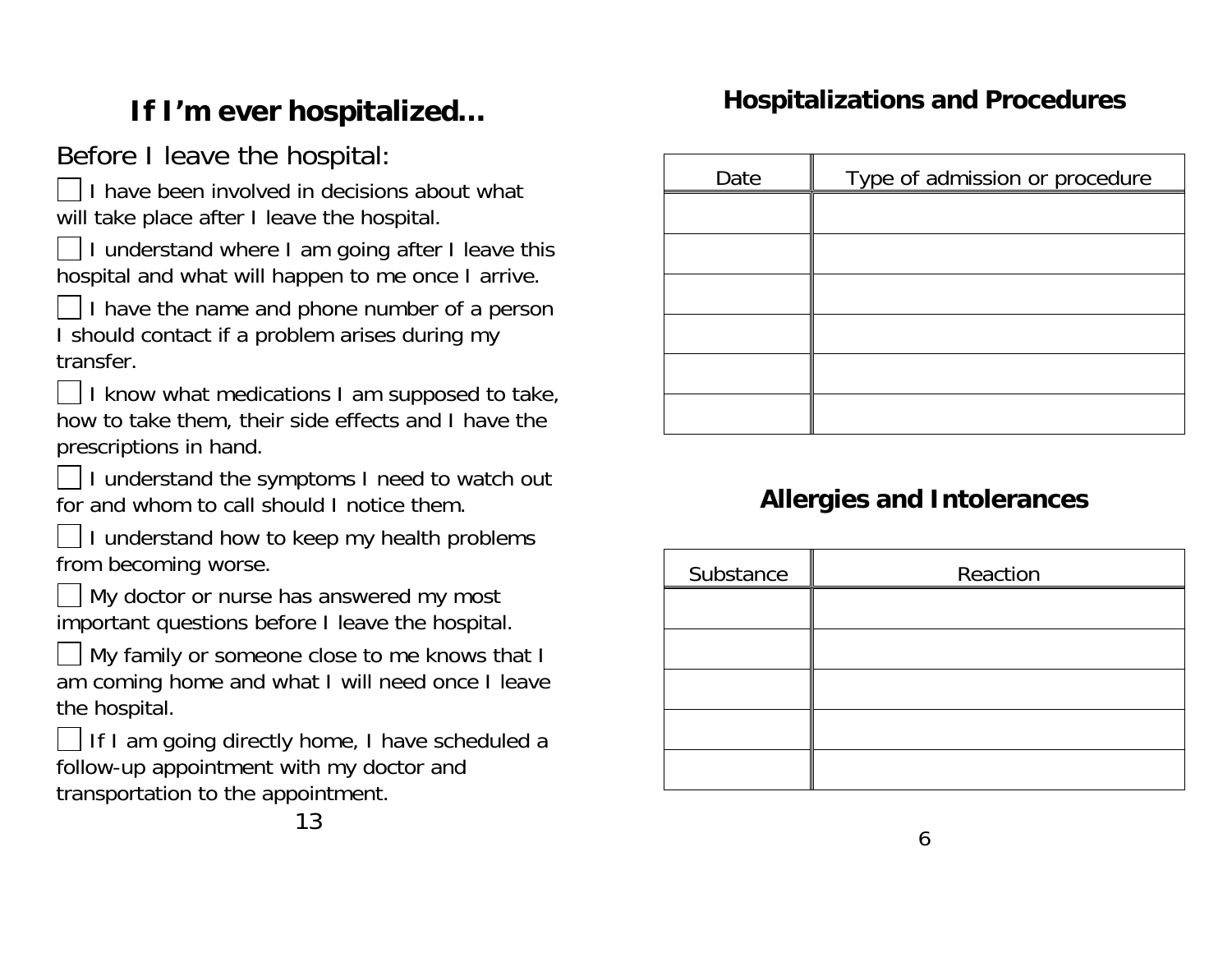## If I'm ever hospitalized…

Before I leave the hospital:

- [ ] I have been involved in decisions about what will take place after I leave the hospital.
- [ ] I understand where I am going after I leave this hospital and what will happen to me once I arrive.
- [ ] I have the name and phone number of a person I should contact if a problem arises during my transfer.
- [ ] I know what medications I am supposed to take, how to take them, their side effects and I have the prescriptions in hand.
- [ ] I understand the symptoms I need to watch out for and whom to call should I notice them.
- [ ] I understand how to keep my health problems from becoming worse.
- [ ] My doctor or nurse has answered my most important questions before I leave the hospital.
- [ ] My family or someone close to me knows that I am coming home and what I will need once I leave the hospital.
- [ ] If I am going directly home, I have scheduled a follow-up appointment with my doctor and transportation to the appointment.

## Hospitalizations and Procedures

| Date | Type of admission or procedure |
|---|---|
| | |
| | |
| | |
| | |
| | |
| | |

## Allergies and Intolerances

| Substance | Reaction |
|---|---|
| | |
| | |
| | |
| | |
| | |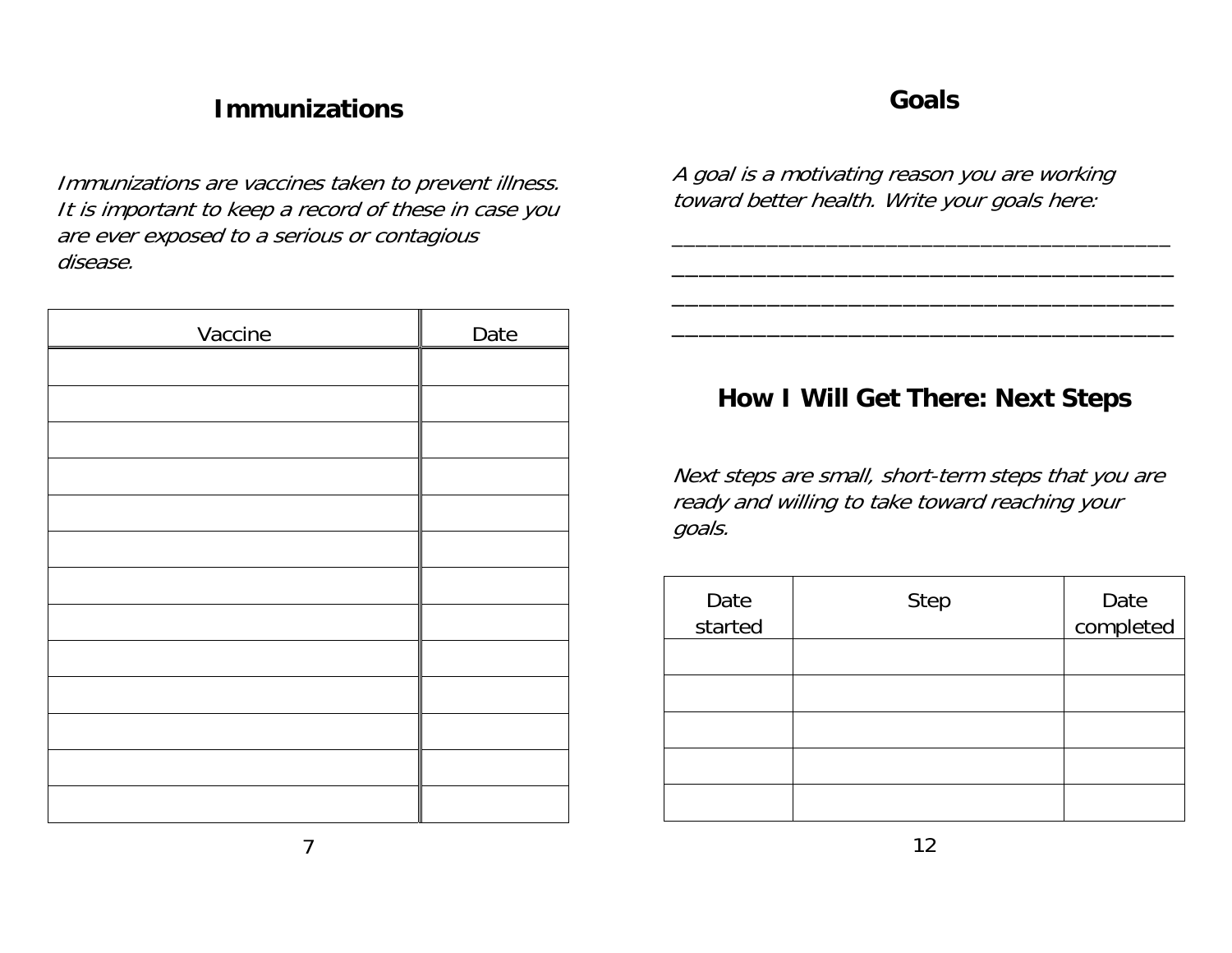## Immunizations

*Immunizations are vaccines taken to prevent illness. It is important to keep a record of these in case you are ever exposed to a serious or contagious disease.*

| Vaccine | Date |
|---|---|
| | |
| | |
| | |
| | |
| | |
| | |
| | |
| | |
| | |
| | |
| | |
| | |
| | |

## Goals

*A goal is a motivating reason you are working toward better health. Write your goals here:*

______________________________________

______________________________________

______________________________________

______________________________________

## How I Will Get There: Next Steps

*Next steps are small, short-term steps that you are ready and willing to take toward reaching your goals.*

| Date started | Step | Date completed |
|---|---|---|
| | | |
| | | |
| | | |
| | | |
| | | |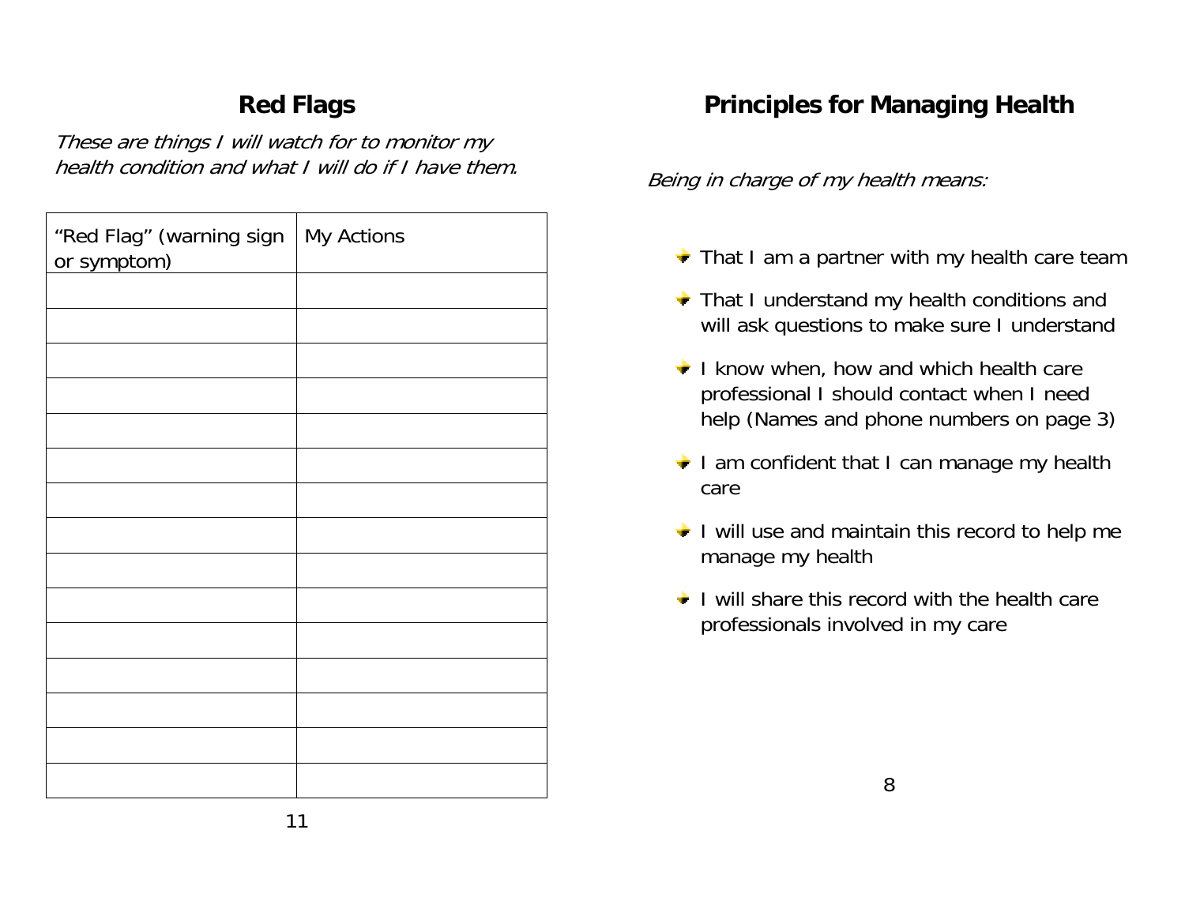## Red Flags

*These are things I will watch for to monitor my health condition and what I will do if I have them.*

| "Red Flag" (warning sign or symptom) | My Actions |
| --- | --- |
| | |
| | |
| | |
| | |
| | |
| | |
| | |
| | |
| | |
| | |
| | |
| | |
| | |
| | |
| | |

## Principles for Managing Health

*Being in charge of my health means:*

- That I am a partner with my health care team
- That I understand my health conditions and will ask questions to make sure I understand
- I know when, how and which health care professional I should contact when I need help (Names and phone numbers on page 3)
- I am confident that I can manage my health care
- I will use and maintain this record to help me manage my health
- I will share this record with the health care professionals involved in my care